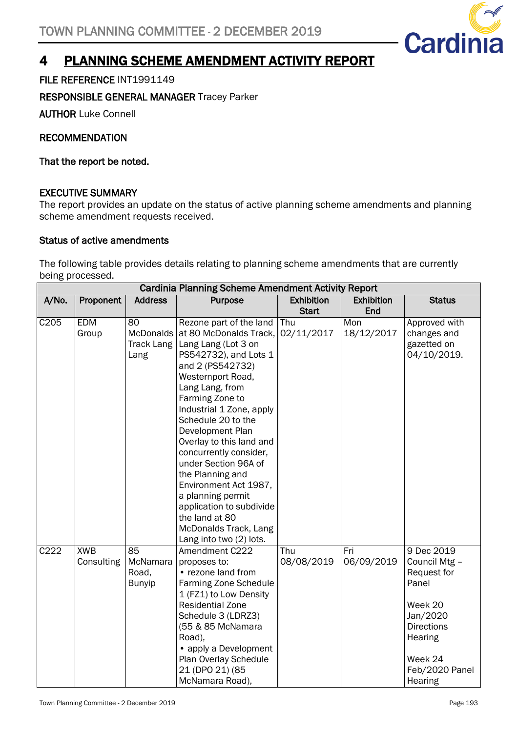# 4 PLANNING SCHEME AMENDMENT ACTIVITY REPORT

**FILE REFERENCE** INT1991149

**RESPONSIBLE GENERAL MANAGER** Tracey Parker

**AUTHOR** Luke Connell

## RECOMMENDATION

**That the report be noted.**

## EXECUTIVE SUMMARY

The report provides an update on the status of active planning scheme amendments and planning scheme amendment requests received.

### Status of active amendments

The following table provides details relating to planning scheme amendments that are currently being processed.

| Cardinia Planning Scheme Amendment Activity Report | | | | | | |
|---|---|---|---|---|---|---|
| **A/No.** | **Proponent** | **Address** | **Purpose** | **Exhibition Start** | **Exhibition End** | **Status** |
| C205 | EDM Group | 80 McDonalds Track Lang Lang | Rezone part of the land at 80 McDonalds Track, Lang Lang (Lot 3 on PS542732), and Lots 1 and 2 (PS542732) Westernport Road, Lang Lang, from Farming Zone to Industrial 1 Zone, apply Schedule 20 to the Development Plan Overlay to this land and concurrently consider, under Section 96A of the Planning and Environment Act 1987, a planning permit application to subdivide the land at 80 McDonalds Track, Lang Lang into two (2) lots. | Thu 02/11/2017 | Mon 18/12/2017 | Approved with changes and gazetted on 04/10/2019. |
| C222 | XWB Consulting | 85 McNamara Road, Bunyip | Amendment C222 proposes to:<br>• rezone land from Farming Zone Schedule 1 (FZ1) to Low Density Residential Zone Schedule 3 (LDRZ3) (55 & 85 McNamara Road),<br>• apply a Development Plan Overlay Schedule 21 (DPO 21) (85 McNamara Road), | Thu 08/08/2019 | Fri 06/09/2019 | 9 Dec 2019 Council Mtg – Request for Panel<br><br>Week 20 Jan/2020 Directions Hearing<br><br>Week 24 Feb/2020 Panel Hearing |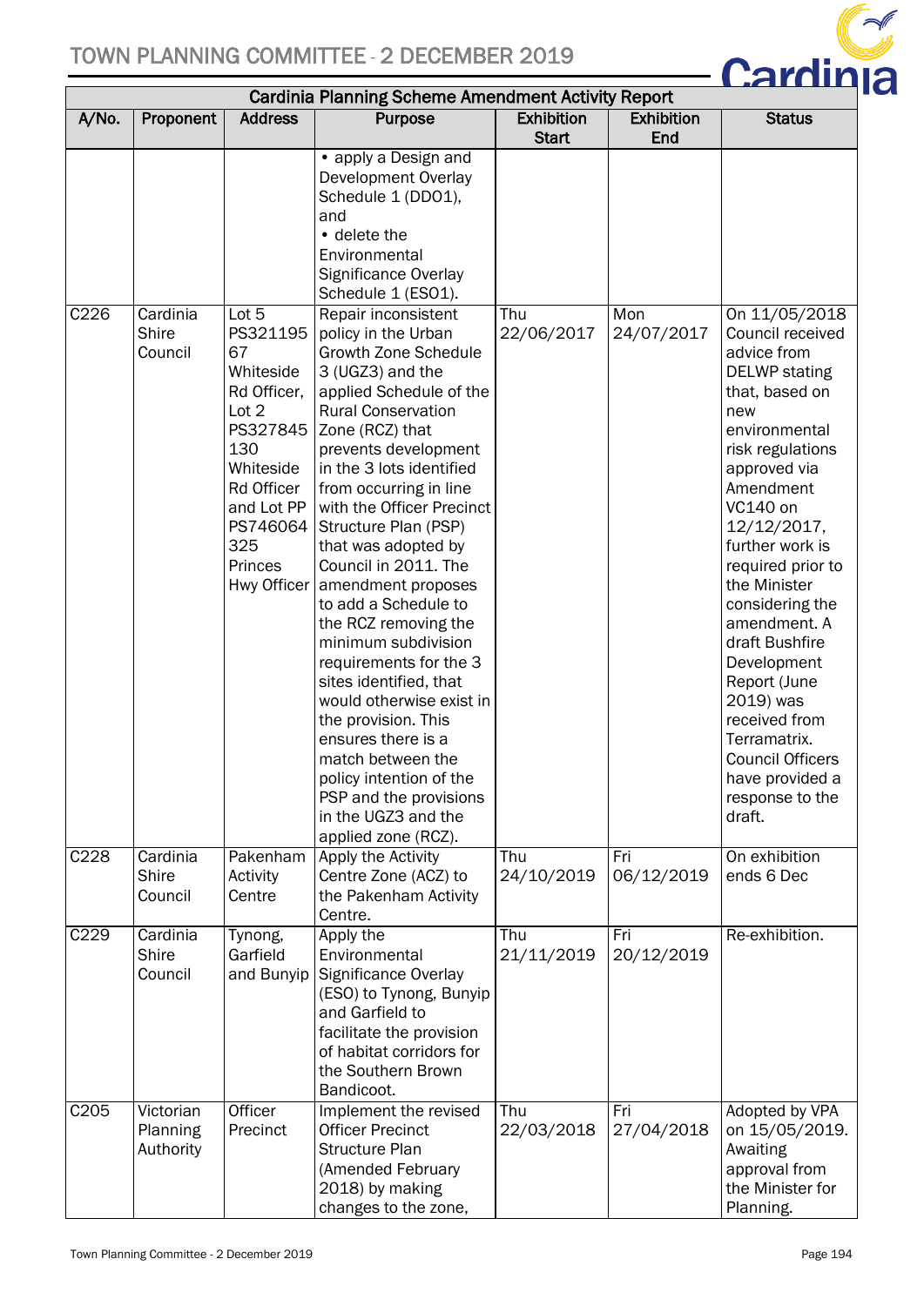| A/No. | Proponent | Address | Purpose | Exhibition Start | Exhibition End | Status |
|---|---|---|---|---|---|---|
| | | | • apply a Design and Development Overlay Schedule 1 (DDO1), and<br>• delete the Environmental Significance Overlay Schedule 1 (ESO1). | | | |
| C226 | Cardinia Shire Council | Lot 5 PS321195 67 Whiteside Rd Officer, Lot 2 PS327845 130 Whiteside Rd Officer and Lot PP PS746064 325 Princes Hwy Officer | Repair inconsistent policy in the Urban Growth Zone Schedule 3 (UGZ3) and the applied Schedule of the Rural Conservation Zone (RCZ) that prevents development in the 3 lots identified from occurring in line with the Officer Precinct Structure Plan (PSP) that was adopted by Council in 2011. The amendment proposes to add a Schedule to the RCZ removing the minimum subdivision requirements for the 3 sites identified, that would otherwise exist in the provision. This ensures there is a match between the policy intention of the PSP and the provisions in the UGZ3 and the applied zone (RCZ). | Thu 22/06/2017 | Mon 24/07/2017 | On 11/05/2018 Council received advice from DELWP stating that, based on new environmental risk regulations approved via Amendment VC140 on 12/12/2017, further work is required prior to the Minister considering the amendment. A draft Bushfire Development Report (June 2019) was received from Terramatrix. Council Officers have provided a response to the draft. |
| C228 | Cardinia Shire Council | Pakenham Activity Centre | Apply the Activity Centre Zone (ACZ) to the Pakenham Activity Centre. | Thu 24/10/2019 | Fri 06/12/2019 | On exhibition ends 6 Dec |
| C229 | Cardinia Shire Council | Tynong, Garfield and Bunyip | Apply the Environmental Significance Overlay (ESO) to Tynong, Bunyip and Garfield to facilitate the provision of habitat corridors for the Southern Brown Bandicoot. | Thu 21/11/2019 | Fri 20/12/2019 | Re-exhibition. |
| C205 | Victorian Planning Authority | Officer Precinct | Implement the revised Officer Precinct Structure Plan (Amended February 2018) by making changes to the zone, | Thu 22/03/2018 | Fri 27/04/2018 | Adopted by VPA on 15/05/2019. Awaiting approval from the Minister for Planning. |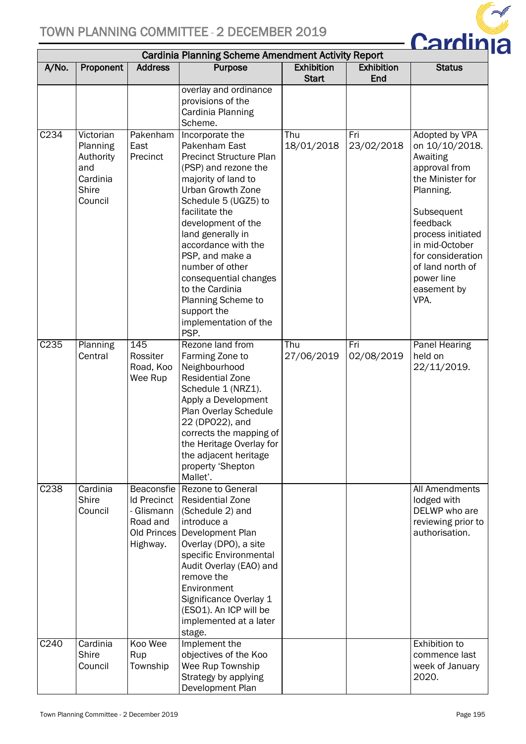| Cardinia Planning Scheme Amendment Activity Report | | | | | | |
|---|---|---|---|---|---|---|
| A/No. | Proponent | Address | Purpose | Exhibition Start | Exhibition End | Status |
| | | | overlay and ordinance provisions of the Cardinia Planning Scheme. | | | |
| C234 | Victorian Planning Authority and Cardinia Shire Council | Pakenham East Precinct | Incorporate the Pakenham East Precinct Structure Plan (PSP) and rezone the majority of land to Urban Growth Zone Schedule 5 (UGZ5) to facilitate the development of the land generally in accordance with the PSP, and make a number of other consequential changes to the Cardinia Planning Scheme to support the implementation of the PSP. | Thu 18/01/2018 | Fri 23/02/2018 | Adopted by VPA on 10/10/2018. Awaiting approval from the Minister for Planning.<br><br>Subsequent feedback process initiated in mid-October for consideration of land north of power line easement by VPA. |
| C235 | Planning Central | 145 Rossiter Road, Koo Wee Rup | Rezone land from Farming Zone to Neighbourhood Residential Zone Schedule 1 (NRZ1). Apply a Development Plan Overlay Schedule 22 (DPO22), and corrects the mapping of the Heritage Overlay for the adjacent heritage property 'Shepton Mallet'. | Thu 27/06/2019 | Fri 02/08/2019 | Panel Hearing held on 22/11/2019. |
| C238 | Cardinia Shire Council | Beaconsfield Precinct - Glismann Road and Old Princes Highway. | Rezone to General Residential Zone (Schedule 2) and introduce a Development Plan Overlay (DPO), a site specific Environmental Audit Overlay (EAO) and remove the Environment Significance Overlay 1 (ESO1). An ICP will be implemented at a later stage. | | | All Amendments lodged with DELWP who are reviewing prior to authorisation. |
| C240 | Cardinia Shire Council | Koo Wee Rup Township | Implement the objectives of the Koo Wee Rup Township Strategy by applying Development Plan | | | Exhibition to commence last week of January 2020. |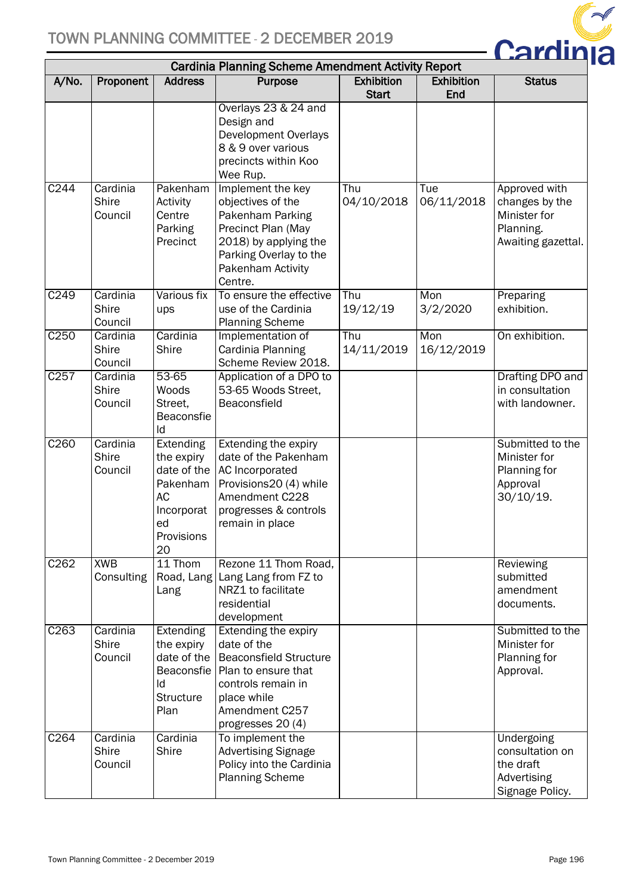| Cardinia Planning Scheme Amendment Activity Report | | | | | | |
|---|---|---|---|---|---|---|
| A/No. | Proponent | Address | Purpose | Exhibition Start | Exhibition End | Status |
| | | | Overlays 23 & 24 and Design and Development Overlays 8 & 9 over various precincts within Koo Wee Rup. | | | |
| C244 | Cardinia Shire Council | Pakenham Activity Centre Parking Precinct | Implement the key objectives of the Pakenham Parking Precinct Plan (May 2018) by applying the Parking Overlay to the Pakenham Activity Centre. | Thu 04/10/2018 | Tue 06/11/2018 | Approved with changes by the Minister for Planning. Awaiting gazettal. |
| C249 | Cardinia Shire Council | Various fix ups | To ensure the effective use of the Cardinia Planning Scheme | Thu 19/12/19 | Mon 3/2/2020 | Preparing exhibition. |
| C250 | Cardinia Shire Council | Cardinia Shire | Implementation of Cardinia Planning Scheme Review 2018. | Thu 14/11/2019 | Mon 16/12/2019 | On exhibition. |
| C257 | Cardinia Shire Council | 53-65 Woods Street, Beaconsfield | Application of a DPO to 53-65 Woods Street, Beaconsfield | | | Drafting DPO and in consultation with landowner. |
| C260 | Cardinia Shire Council | Extending the expiry date of the Pakenham AC Incorporated Provisions 20 | Extending the expiry date of the Pakenham AC Incorporated Provisions20 (4) while Amendment C228 progresses & controls remain in place | | | Submitted to the Minister for Planning for Approval 30/10/19. |
| C262 | XWB Consulting | 11 Thom Road, Lang Lang | Rezone 11 Thom Road, Lang Lang from FZ to NRZ1 to facilitate residential development | | | Reviewing submitted amendment documents. |
| C263 | Cardinia Shire Council | Extending the expiry date of the Beaconsfield Structure Plan | Extending the expiry date of the Beaconsfield Structure Plan to ensure that controls remain in place while Amendment C257 progresses 20 (4) | | | Submitted to the Minister for Planning for Approval. |
| C264 | Cardinia Shire Council | Cardinia Shire | To implement the Advertising Signage Policy into the Cardinia Planning Scheme | | | Undergoing consultation on the draft Advertising Signage Policy. |